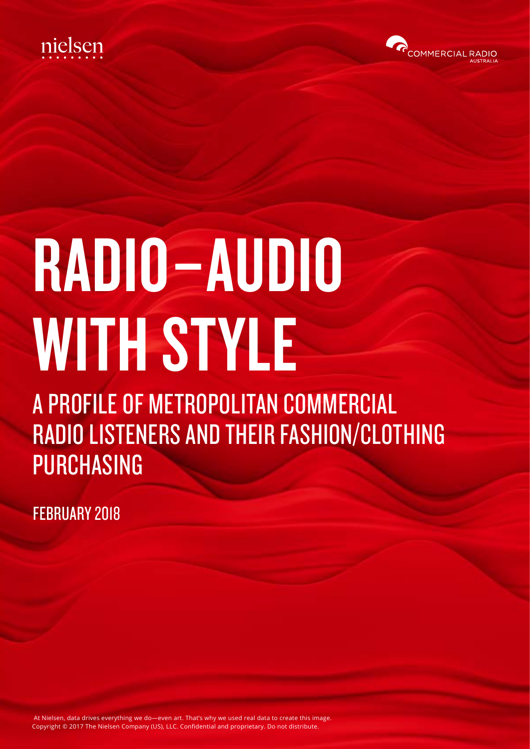nielsen

COMMERCIAL RADIO AUSTRALIA

# RADIO—AUDIO WITH STYLE

## A PROFILE OF METROPOLITAN COMMERCIAL RADIO LISTENERS AND THEIR FASHION/CLOTHING PURCHASING

FEBRUARY 2018

At Nielsen, data drives everything we do—even art. That's why we used real data to create this image.
Copyright © 2017 The Nielsen Company (US), LLC. Confidential and proprietary. Do not distribute.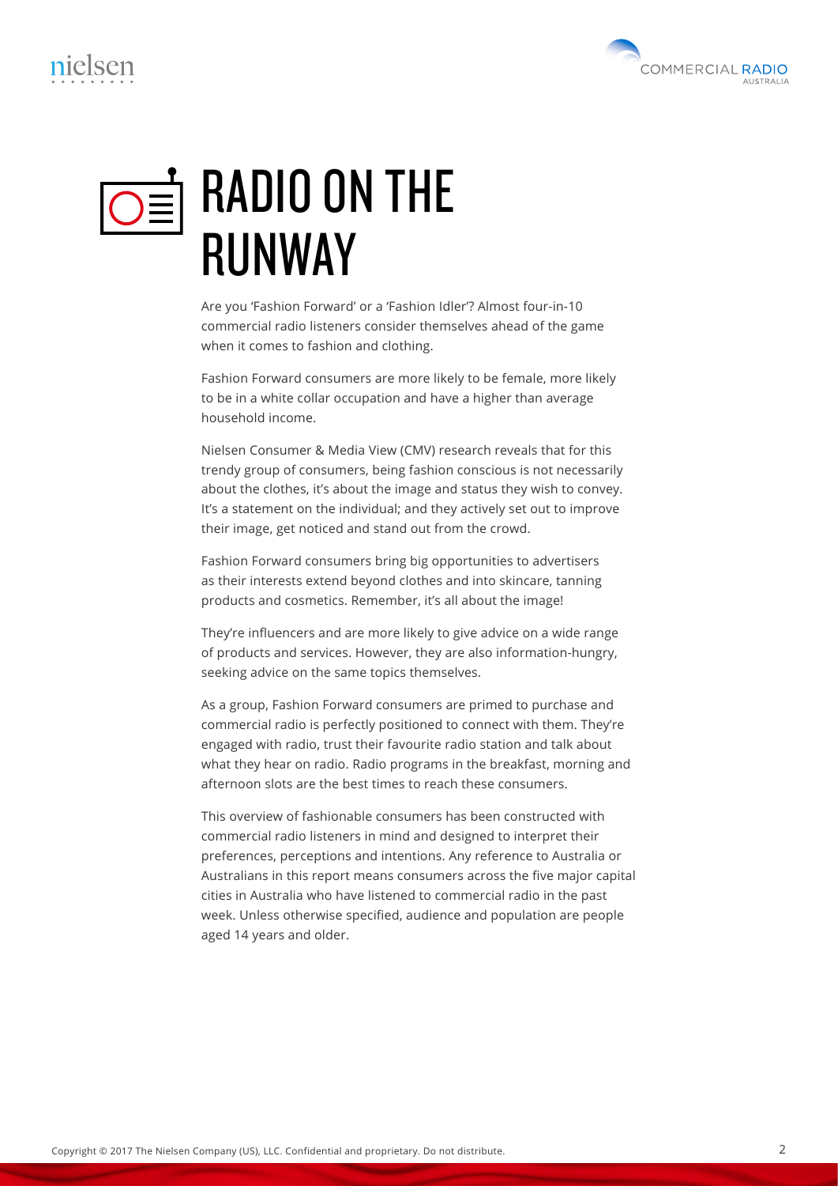# RADIO ON THE RUNWAY

Are you 'Fashion Forward' or a 'Fashion Idler'? Almost four-in-10 commercial radio listeners consider themselves ahead of the game when it comes to fashion and clothing.

Fashion Forward consumers are more likely to be female, more likely to be in a white collar occupation and have a higher than average household income.

Nielsen Consumer & Media View (CMV) research reveals that for this trendy group of consumers, being fashion conscious is not necessarily about the clothes, it's about the image and status they wish to convey. It's a statement on the individual; and they actively set out to improve their image, get noticed and stand out from the crowd.

Fashion Forward consumers bring big opportunities to advertisers as their interests extend beyond clothes and into skincare, tanning products and cosmetics. Remember, it's all about the image!

They're influencers and are more likely to give advice on a wide range of products and services. However, they are also information-hungry, seeking advice on the same topics themselves.

As a group, Fashion Forward consumers are primed to purchase and commercial radio is perfectly positioned to connect with them. They're engaged with radio, trust their favourite radio station and talk about what they hear on radio. Radio programs in the breakfast, morning and afternoon slots are the best times to reach these consumers.

This overview of fashionable consumers has been constructed with commercial radio listeners in mind and designed to interpret their preferences, perceptions and intentions. Any reference to Australia or Australians in this report means consumers across the five major capital cities in Australia who have listened to commercial radio in the past week. Unless otherwise specified, audience and population are people aged 14 years and older.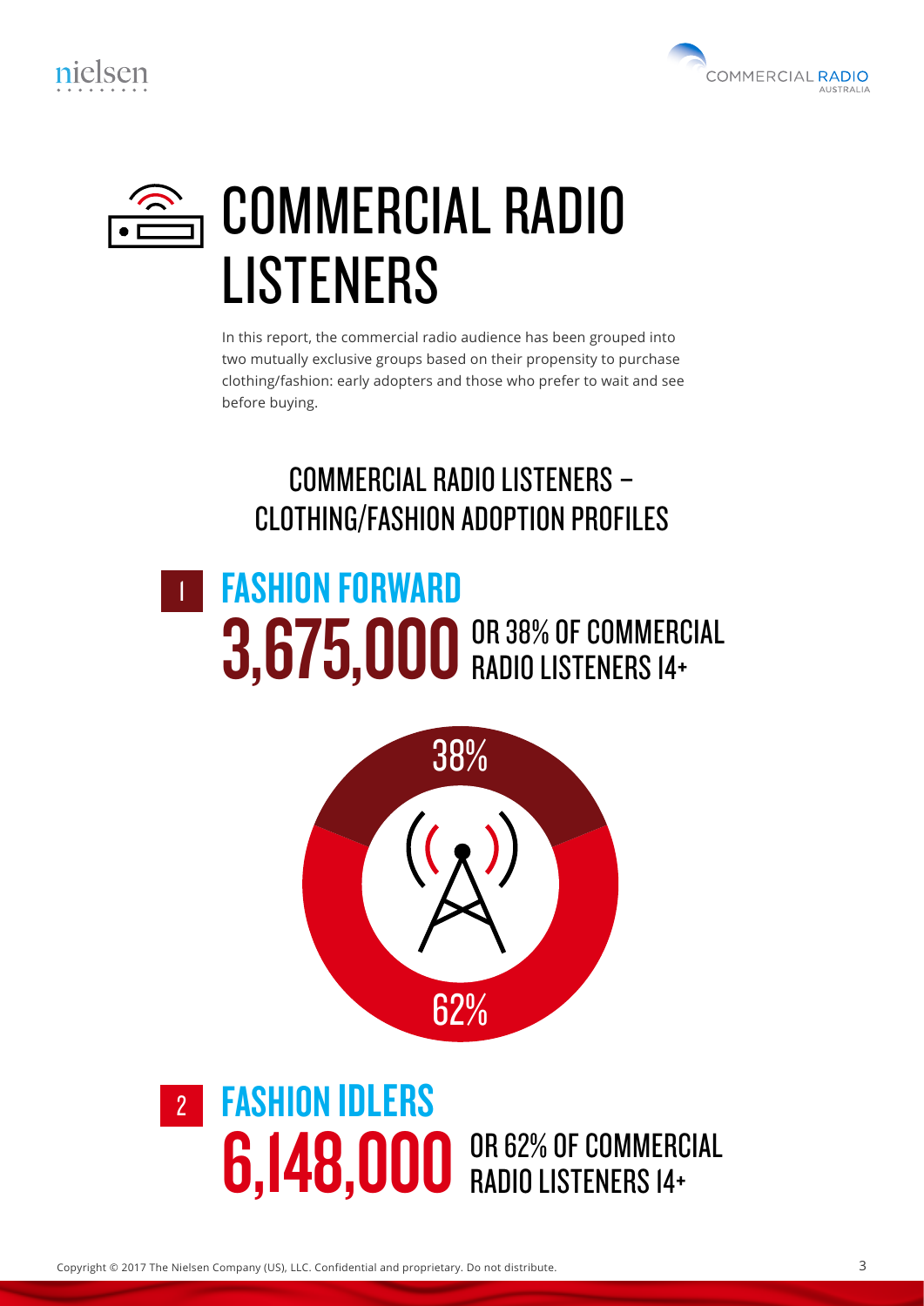# COMMERCIAL RADIO LISTENERS

In this report, the commercial radio audience has been grouped into two mutually exclusive groups based on their propensity to purchase clothing/fashion: early adopters and those who prefer to wait and see before buying.

## COMMERCIAL RADIO LISTENERS – CLOTHING/FASHION ADOPTION PROFILES

### 1 FASHION FORWARD

**3,675,000** OR 38% OF COMMERCIAL RADIO LISTENERS 14+

38%

62%

### 2 FASHION IDLERS

**6,148,000** OR 62% OF COMMERCIAL RADIO LISTENERS 14+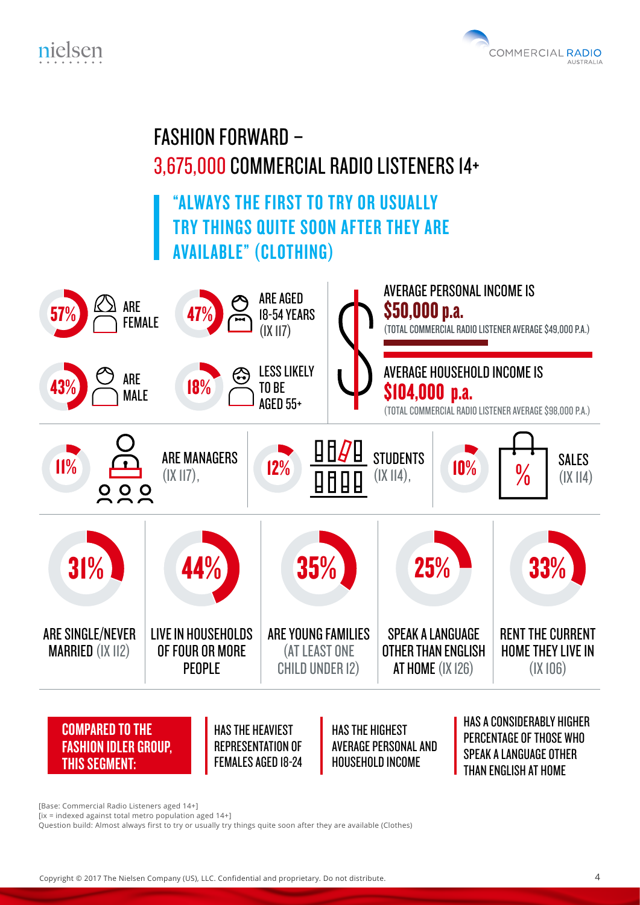# FASHION FORWARD – 3,675,000 COMMERCIAL RADIO LISTENERS 14+

## "ALWAYS THE FIRST TO TRY OR USUALLY TRY THINGS QUITE SOON AFTER THEY ARE AVAILABLE" (CLOTHING)

- **57%** ARE FEMALE
- **43%** ARE MALE
- **47%** ARE AGED 18-54 YEARS (IX 117)
- **18%** LESS LIKELY TO BE AGED 55+

AVERAGE PERSONAL INCOME IS **$50,000 p.a.**
(TOTAL COMMERCIAL RADIO LISTENER AVERAGE $49,000 P.A.)

AVERAGE HOUSEHOLD INCOME IS **$104,000 p.a.**
(TOTAL COMMERCIAL RADIO LISTENER AVERAGE $98,000 P.A.)

- **11%** ARE MANAGERS (IX 117),
- **12%** STUDENTS (IX 114),
- **10%** SALES (IX 114)

- **31%** ARE SINGLE/NEVER MARRIED (IX 112)
- **44%** LIVE IN HOUSEHOLDS OF FOUR OR MORE PEOPLE
- **35%** ARE YOUNG FAMILIES (AT LEAST ONE CHILD UNDER 12)
- **25%** SPEAK A LANGUAGE OTHER THAN ENGLISH AT HOME (IX 126)
- **33%** RENT THE CURRENT HOME THEY LIVE IN (IX 106)

**COMPARED TO THE FASHION IDLER GROUP, THIS SEGMENT:**

- HAS THE HEAVIEST REPRESENTATION OF FEMALES AGED 18-24
- HAS THE HIGHEST AVERAGE PERSONAL AND HOUSEHOLD INCOME
- HAS A CONSIDERABLY HIGHER PERCENTAGE OF THOSE WHO SPEAK A LANGUAGE OTHER THAN ENGLISH AT HOME

[Base: Commercial Radio Listeners aged 14+]
[ix = indexed against total metro population aged 14+]
Question build: Almost always first to try or usually try things quite soon after they are available (Clothes)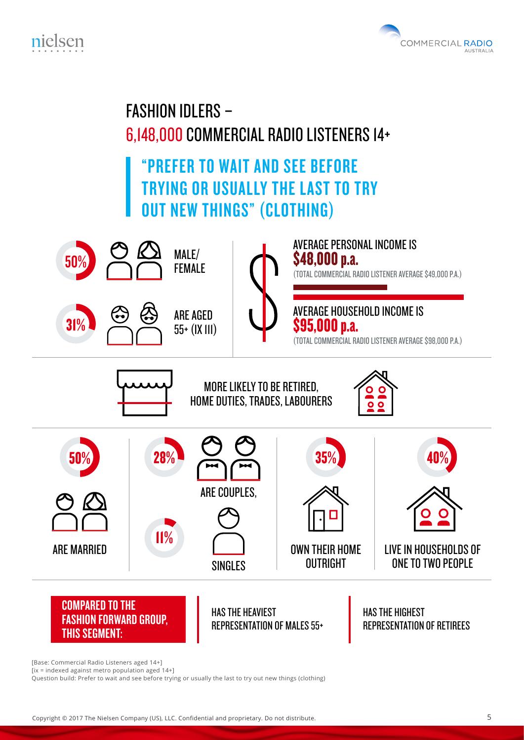# FASHION IDLERS – 6,148,000 COMMERCIAL RADIO LISTENERS 14+

## "PREFER TO WAIT AND SEE BEFORE TRYING OR USUALLY THE LAST TO TRY OUT NEW THINGS" (CLOTHING)

**50%** MALE/ FEMALE

**31%** ARE AGED 55+ (IX 111)

AVERAGE PERSONAL INCOME IS **$48,000 p.a.**
(TOTAL COMMERCIAL RADIO LISTENER AVERAGE $49,000 P.A.)

AVERAGE HOUSEHOLD INCOME IS **$95,000 p.a.**
(TOTAL COMMERCIAL RADIO LISTENER AVERAGE $98,000 P.A.)

MORE LIKELY TO BE RETIRED, HOME DUTIES, TRADES, LABOURERS

**50%** ARE MARRIED

**28%** ARE COUPLES,

**11%** SINGLES

**35%** OWN THEIR HOME OUTRIGHT

**40%** LIVE IN HOUSEHOLDS OF ONE TO TWO PEOPLE

**COMPARED TO THE FASHION FORWARD GROUP, THIS SEGMENT:**

- HAS THE HEAVIEST REPRESENTATION OF MALES 55+
- HAS THE HIGHEST REPRESENTATION OF RETIREES

[Base: Commercial Radio Listeners aged 14+]
[ix = indexed against metro population aged 14+]
Question build: Prefer to wait and see before trying or usually the last to try out new things (clothing)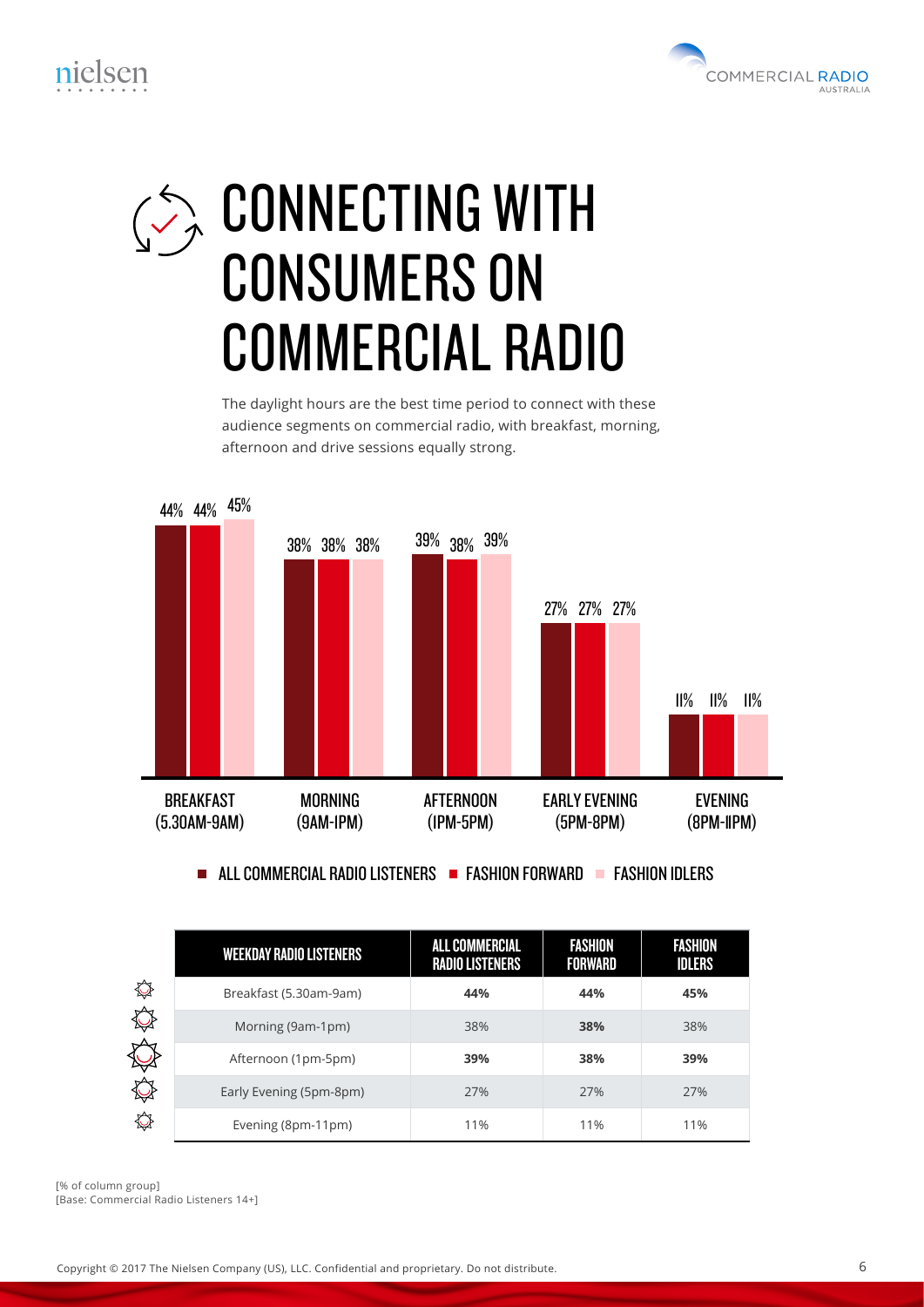# CONNECTING WITH CONSUMERS ON COMMERCIAL RADIO

The daylight hours are the best time period to connect with these audience segments on commercial radio, with breakfast, morning, afternoon and drive sessions equally strong.

| | All Commercial Radio Listeners | Fashion Forward | Fashion Idlers |
|---|---|---|---|
| BREAKFAST (5.30AM-9AM) | 44% | 44% | 45% |
| MORNING (9AM-1PM) | 38% | 38% | 38% |
| AFTERNOON (1PM-5PM) | 39% | 38% | 39% |
| EARLY EVENING (5PM-8PM) | 27% | 27% | 27% |
| EVENING (8PM-11PM) | 11% | 11% | 11% |

| WEEKDAY RADIO LISTENERS | ALL COMMERCIAL RADIO LISTENERS | FASHION FORWARD | FASHION IDLERS |
|---|---|---|---|
| Breakfast (5.30am-9am) | **44%** | **44%** | **45%** |
| Morning (9am-1pm) | 38% | **38%** | 38% |
| Afternoon (1pm-5pm) | **39%** | **38%** | **39%** |
| Early Evening (5pm-8pm) | 27% | 27% | 27% |
| Evening (8pm-11pm) | 11% | 11% | 11% |

[% of column group]
[Base: Commercial Radio Listeners 14+]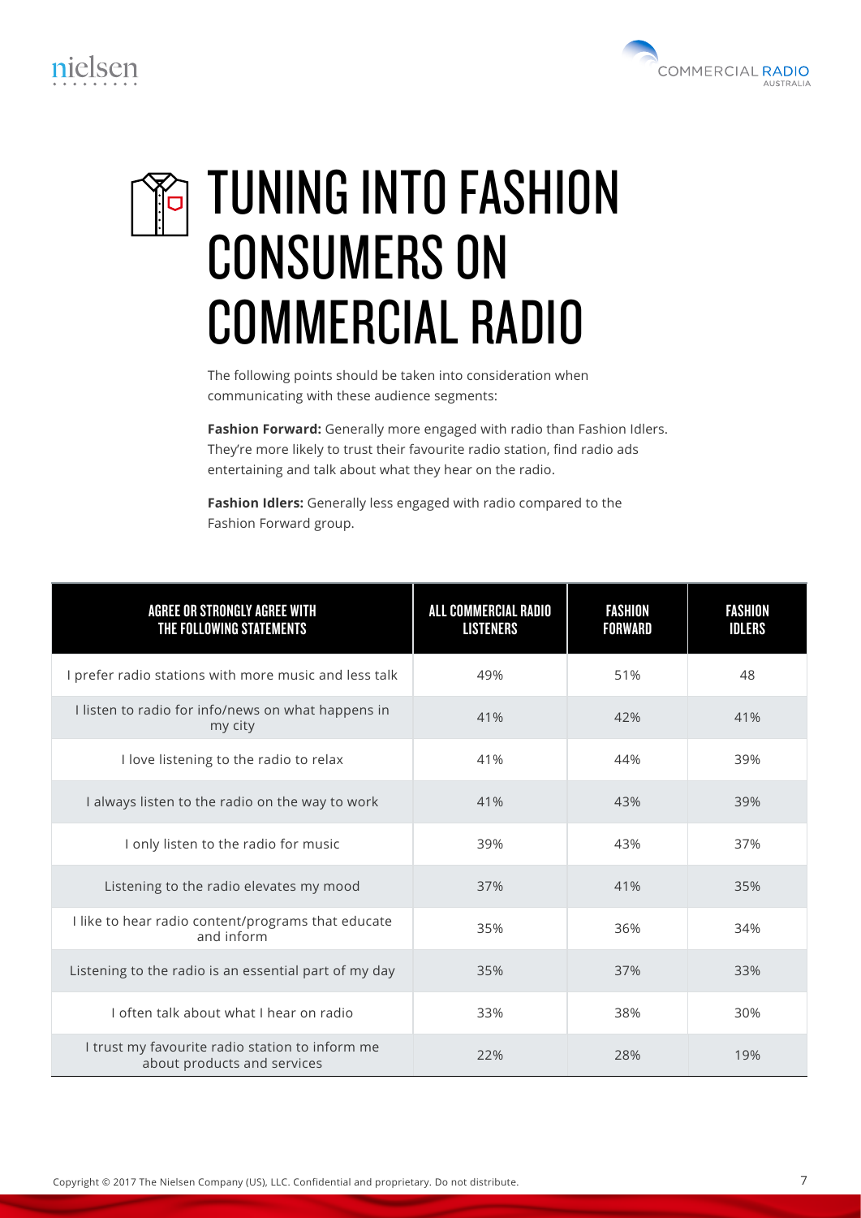# TUNING INTO FASHION CONSUMERS ON COMMERCIAL RADIO

The following points should be taken into consideration when communicating with these audience segments:

**Fashion Forward:** Generally more engaged with radio than Fashion Idlers. They're more likely to trust their favourite radio station, find radio ads entertaining and talk about what they hear on the radio.

**Fashion Idlers:** Generally less engaged with radio compared to the Fashion Forward group.

| AGREE OR STRONGLY AGREE WITH THE FOLLOWING STATEMENTS | ALL COMMERCIAL RADIO LISTENERS | FASHION FORWARD | FASHION IDLERS |
|---|---|---|---|
| I prefer radio stations with more music and less talk | 49% | 51% | 48 |
| I listen to radio for info/news on what happens in my city | 41% | 42% | 41% |
| I love listening to the radio to relax | 41% | 44% | 39% |
| I always listen to the radio on the way to work | 41% | 43% | 39% |
| I only listen to the radio for music | 39% | 43% | 37% |
| Listening to the radio elevates my mood | 37% | 41% | 35% |
| I like to hear radio content/programs that educate and inform | 35% | 36% | 34% |
| Listening to the radio is an essential part of my day | 35% | 37% | 33% |
| I often talk about what I hear on radio | 33% | 38% | 30% |
| I trust my favourite radio station to inform me about products and services | 22% | 28% | 19% |

Copyright © 2017 The Nielsen Company (US), LLC. Confidential and proprietary. Do not distribute.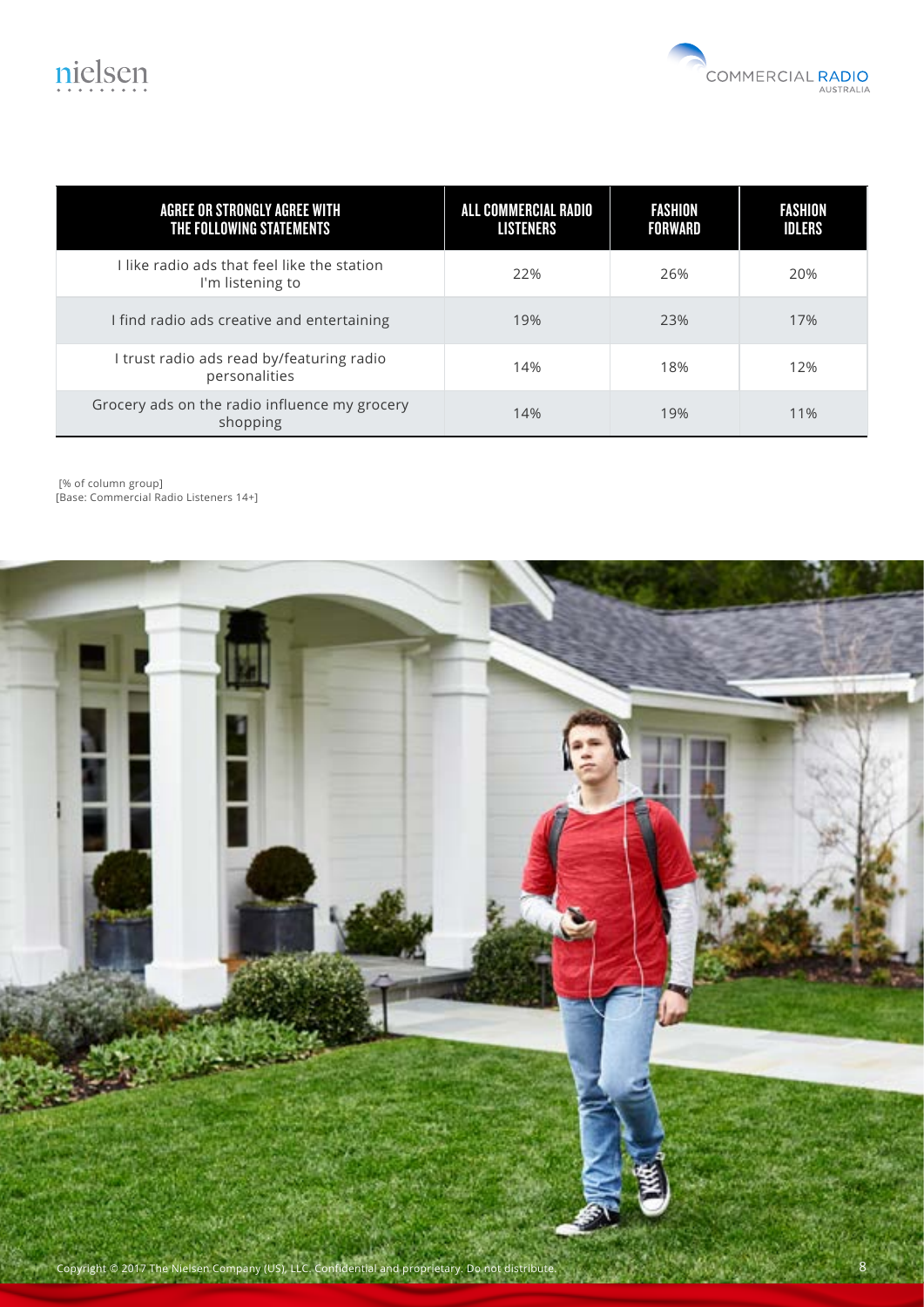| AGREE OR STRONGLY AGREE WITH THE FOLLOWING STATEMENTS | ALL COMMERCIAL RADIO LISTENERS | FASHION FORWARD | FASHION IDLERS |
|---|---|---|---|
| I like radio ads that feel like the station I'm listening to | 22% | 26% | 20% |
| I find radio ads creative and entertaining | 19% | 23% | 17% |
| I trust radio ads read by/featuring radio personalities | 14% | 18% | 12% |
| Grocery ads on the radio influence my grocery shopping | 14% | 19% | 11% |

[% of column group]
[Base: Commercial Radio Listeners 14+]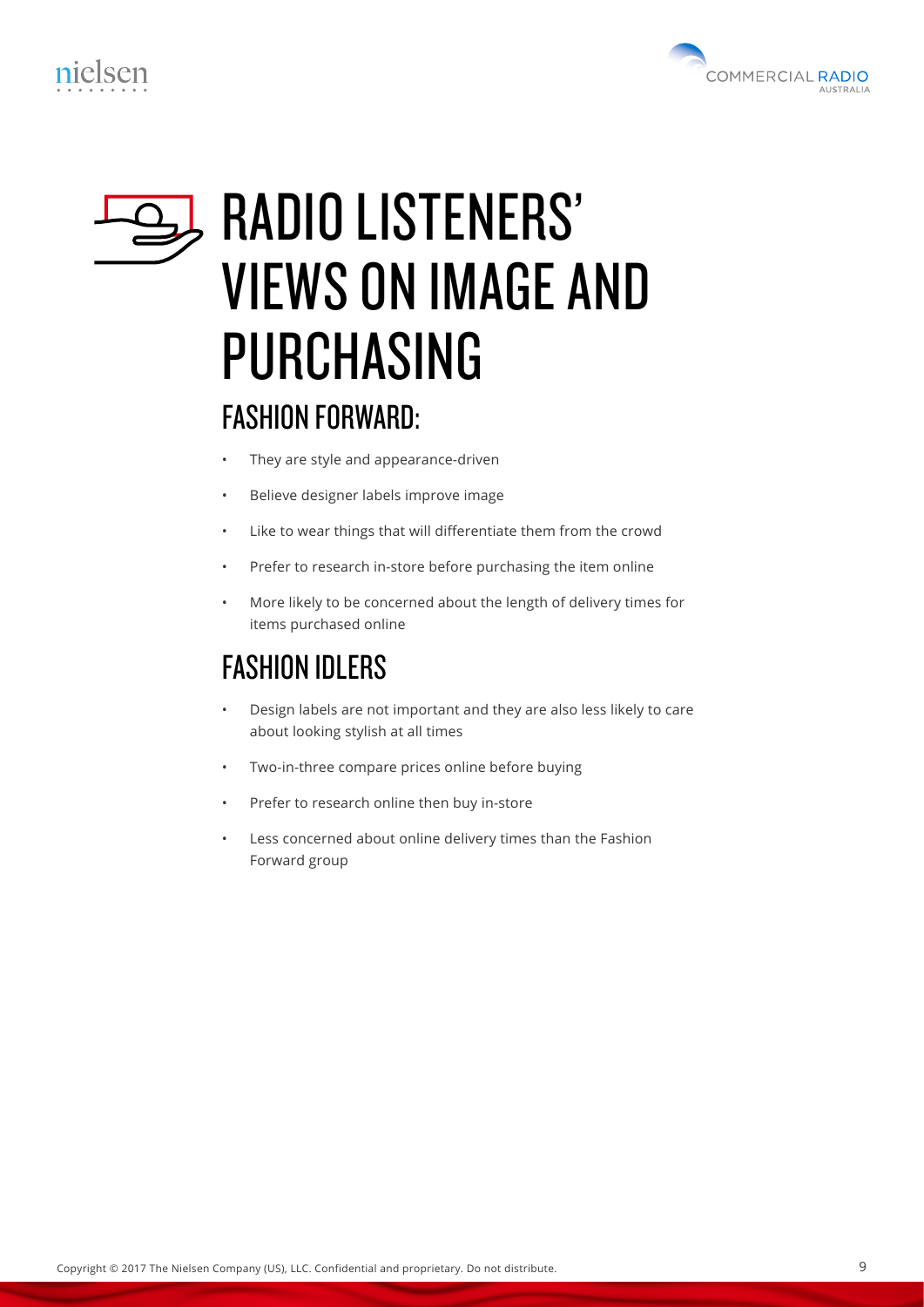# RADIO LISTENERS' VIEWS ON IMAGE AND PURCHASING

## FASHION FORWARD:

- They are style and appearance-driven
- Believe designer labels improve image
- Like to wear things that will differentiate them from the crowd
- Prefer to research in-store before purchasing the item online
- More likely to be concerned about the length of delivery times for items purchased online

## FASHION IDLERS

- Design labels are not important and they are also less likely to care about looking stylish at all times
- Two-in-three compare prices online before buying
- Prefer to research online then buy in-store
- Less concerned about online delivery times than the Fashion Forward group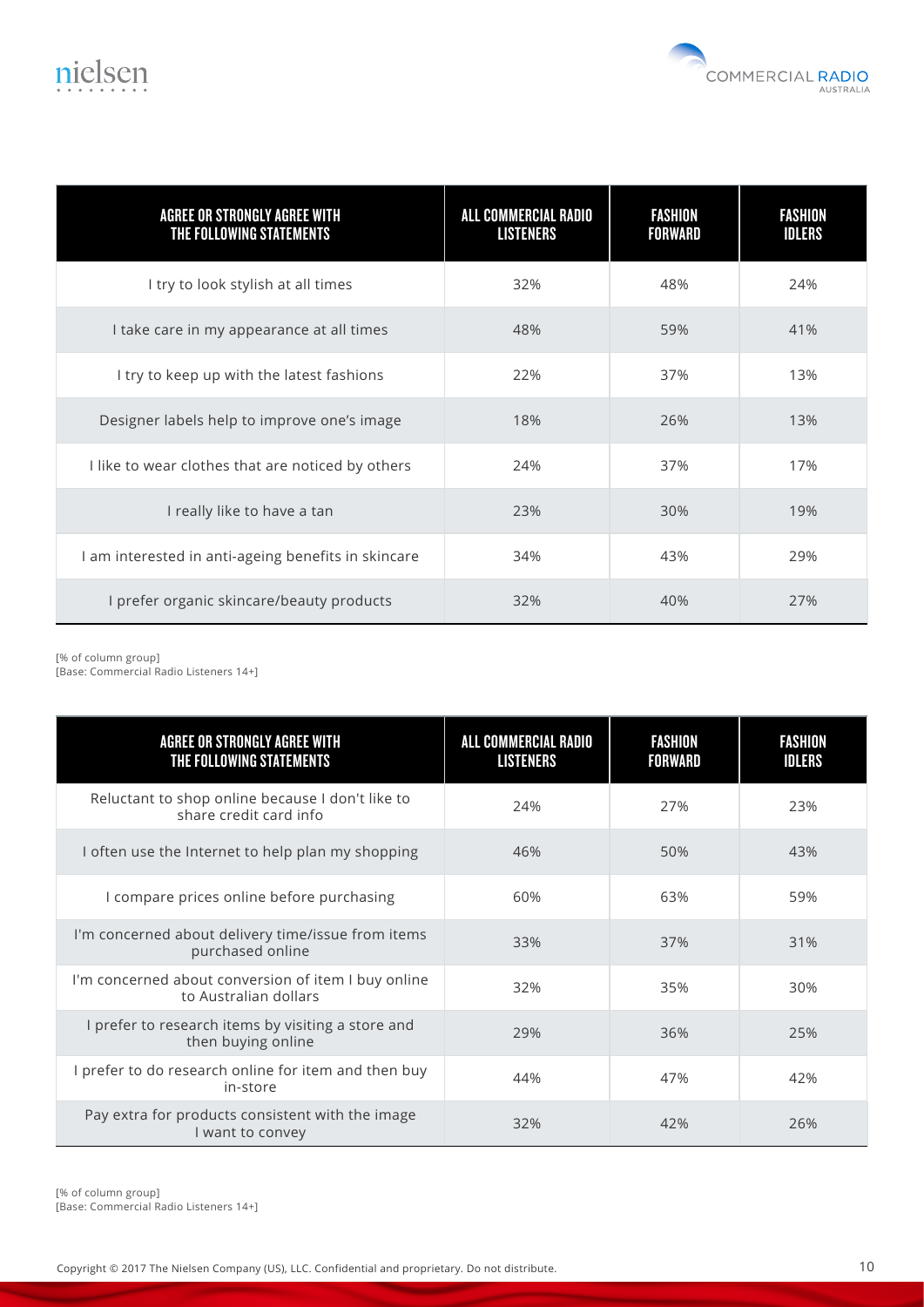| AGREE OR STRONGLY AGREE WITH THE FOLLOWING STATEMENTS | ALL COMMERCIAL RADIO LISTENERS | FASHION FORWARD | FASHION IDLERS |
|---|---|---|---|
| I try to look stylish at all times | 32% | 48% | 24% |
| I take care in my appearance at all times | 48% | 59% | 41% |
| I try to keep up with the latest fashions | 22% | 37% | 13% |
| Designer labels help to improve one's image | 18% | 26% | 13% |
| I like to wear clothes that are noticed by others | 24% | 37% | 17% |
| I really like to have a tan | 23% | 30% | 19% |
| I am interested in anti-ageing benefits in skincare | 34% | 43% | 29% |
| I prefer organic skincare/beauty products | 32% | 40% | 27% |

[% of column group]
[Base: Commercial Radio Listeners 14+]

| AGREE OR STRONGLY AGREE WITH THE FOLLOWING STATEMENTS | ALL COMMERCIAL RADIO LISTENERS | FASHION FORWARD | FASHION IDLERS |
|---|---|---|---|
| Reluctant to shop online because I don't like to share credit card info | 24% | 27% | 23% |
| I often use the Internet to help plan my shopping | 46% | 50% | 43% |
| I compare prices online before purchasing | 60% | 63% | 59% |
| I'm concerned about delivery time/issue from items purchased online | 33% | 37% | 31% |
| I'm concerned about conversion of item I buy online to Australian dollars | 32% | 35% | 30% |
| I prefer to research items by visiting a store and then buying online | 29% | 36% | 25% |
| I prefer to do research online for item and then buy in-store | 44% | 47% | 42% |
| Pay extra for products consistent with the image I want to convey | 32% | 42% | 26% |

[% of column group]
[Base: Commercial Radio Listeners 14+]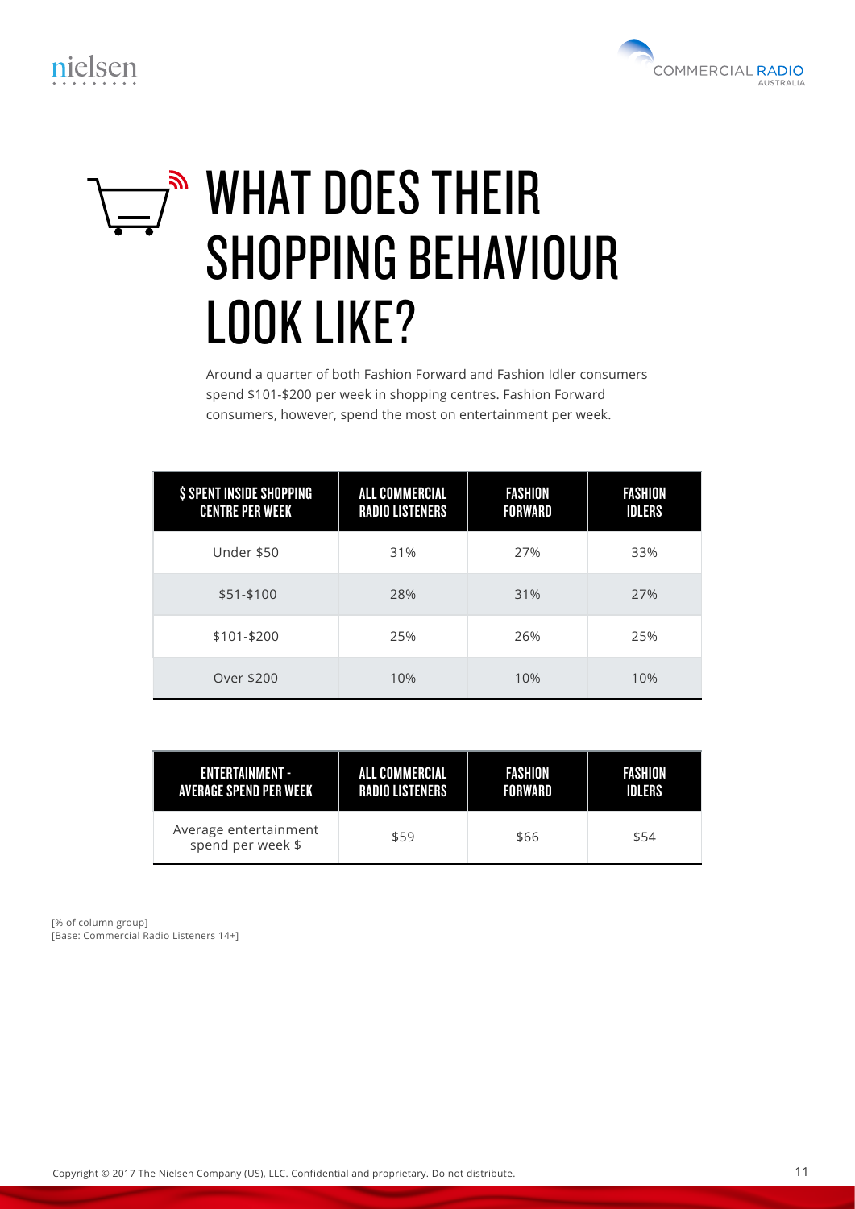# WHAT DOES THEIR SHOPPING BEHAVIOUR LOOK LIKE?

Around a quarter of both Fashion Forward and Fashion Idler consumers spend $101-$200 per week in shopping centres. Fashion Forward consumers, however, spend the most on entertainment per week.

| $ SPENT INSIDE SHOPPING CENTRE PER WEEK | ALL COMMERCIAL RADIO LISTENERS | FASHION FORWARD | FASHION IDLERS |
|---|---|---|---|
| Under $50 | 31% | 27% | 33% |
| $51-$100 | 28% | 31% | 27% |
| $101-$200 | 25% | 26% | 25% |
| Over $200 | 10% | 10% | 10% |

| ENTERTAINMENT - AVERAGE SPEND PER WEEK | ALL COMMERCIAL RADIO LISTENERS | FASHION FORWARD | FASHION IDLERS |
|---|---|---|---|
| Average entertainment spend per week $ | $59 | $66 | $54 |

[% of column group]
[Base: Commercial Radio Listeners 14+]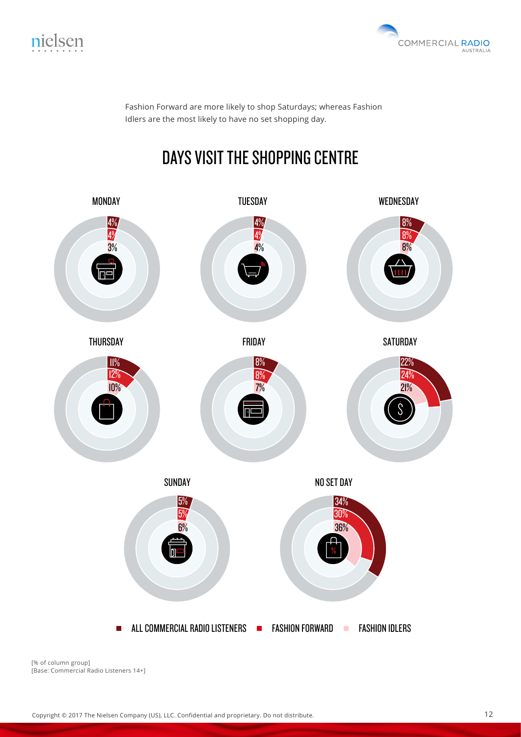Fashion Forward are more likely to shop Saturdays; whereas Fashion Idlers are the most likely to have no set shopping day.

## DAYS VISIT THE SHOPPING CENTRE

| Day | All Commercial Radio Listeners | Fashion Forward | Fashion Idlers |
|---|---|---|---|
| MONDAY | 4% | 4% | 3% |
| TUESDAY | 4% | 4% | 4% |
| WEDNESDAY | 8% | 8% | 8% |
| THURSDAY | 11% | 12% | 10% |
| FRIDAY | 8% | 8% | 7% |
| SATURDAY | 22% | 24% | 21% |
| SUNDAY | 5% | 5% | 6% |
| NO SET DAY | 34% | 30% | 36% |

[% of column group]
[Base: Commercial Radio Listeners 14+]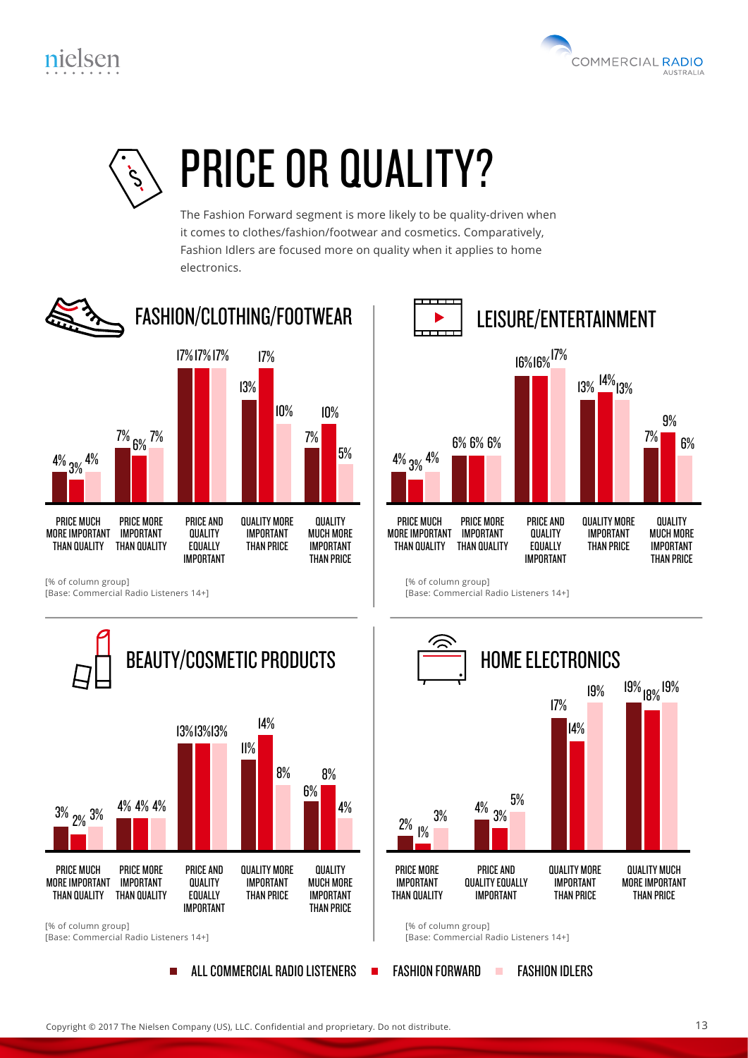# PRICE OR QUALITY?

The Fashion Forward segment is more likely to be quality-driven when it comes to clothes/fashion/footwear and cosmetics. Comparatively, Fashion Idlers are focused more on quality when it applies to home electronics.

## FASHION/CLOTHING/FOOTWEAR

| | All Commercial Radio Listeners | Fashion Forward | Fashion Idlers |
|---|---|---|---|
| Price much more important than quality | 4% | 3% | 4% |
| Price more important than quality | 7% | 6% | 7% |
| Price and quality equally important | 17% | 17% | 17% |
| Quality more important than price | 13% | 17% | 10% |
| Quality much more important than price | 7% | 10% | 5% |

[% of column group]
[Base: Commercial Radio Listeners 14+]

## LEISURE/ENTERTAINMENT

| | All Commercial Radio Listeners | Fashion Forward | Fashion Idlers |
|---|---|---|---|
| Price much more important than quality | 4% | 3% | 4% |
| Price more important than quality | 6% | 6% | 6% |
| Price and quality equally important | 16% | 16% | 17% |
| Quality more important than price | 13% | 14% | 13% |
| Quality much more important than price | 7% | 9% | 6% |

[% of column group]
[Base: Commercial Radio Listeners 14+]

## BEAUTY/COSMETIC PRODUCTS

| | All Commercial Radio Listeners | Fashion Forward | Fashion Idlers |
|---|---|---|---|
| Price much more important than quality | 3% | 2% | 3% |
| Price more important than quality | 4% | 4% | 4% |
| Price and quality equally important | 13% | 13% | 13% |
| Quality more important than price | 11% | 14% | 8% |
| Quality much more important than price | 6% | 8% | 4% |

[% of column group]
[Base: Commercial Radio Listeners 14+]

## HOME ELECTRONICS

| | All Commercial Radio Listeners | Fashion Forward | Fashion Idlers |
|---|---|---|---|
| Price more important than quality | 2% | 1% | 3% |
| Price and quality equally important | 4% | 3% | 5% |
| Quality more important than price | 17% | 14% | 19% |
| Quality much more important than price | 19% | 18% | 19% |

[% of column group]
[Base: Commercial Radio Listeners 14+]

■ ALL COMMERCIAL RADIO LISTENERS ■ FASHION FORWARD ■ FASHION IDLERS

Copyright © 2017 The Nielsen Company (US), LLC. Confidential and proprietary. Do not distribute.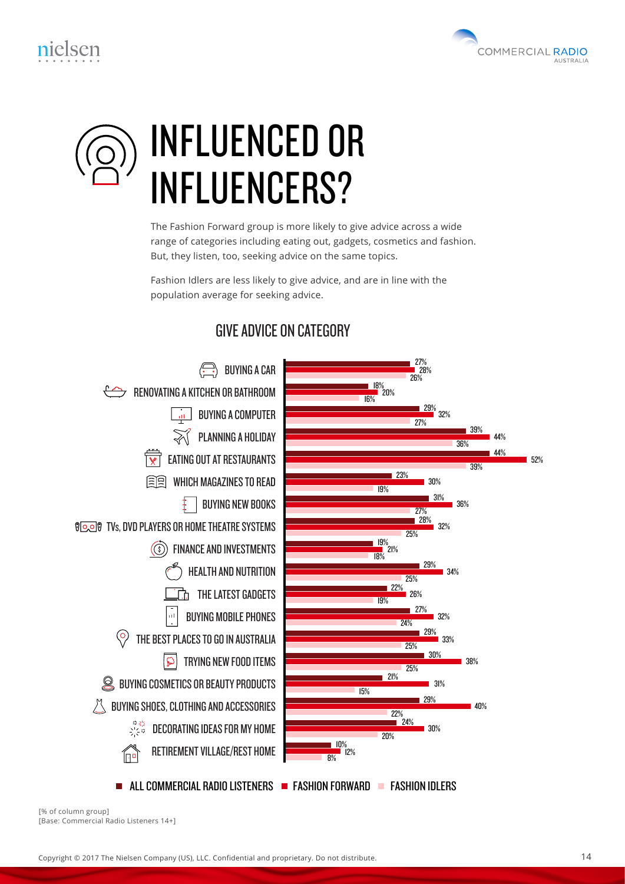# INFLUENCED OR INFLUENCERS?

The Fashion Forward group is more likely to give advice across a wide range of categories including eating out, gadgets, cosmetics and fashion. But, they listen, too, seeking advice on the same topics.

Fashion Idlers are less likely to give advice, and are in line with the population average for seeking advice.

## GIVE ADVICE ON CATEGORY

| Category | All Commercial Radio Listeners | Fashion Forward | Fashion Idlers |
|---|---|---|---|
| BUYING A CAR | 27% | 28% | 26% |
| RENOVATING A KITCHEN OR BATHROOM | 18% | 20% | 16% |
| BUYING A COMPUTER | 29% | 32% | 27% |
| PLANNING A HOLIDAY | 39% | 44% | 36% |
| EATING OUT AT RESTAURANTS | 44% | 52% | 39% |
| WHICH MAGAZINES TO READ | 23% | 30% | 19% |
| BUYING NEW BOOKS | 31% | 36% | 27% |
| TVs, DVD PLAYERS OR HOME THEATRE SYSTEMS | 28% | 32% | 25% |
| FINANCE AND INVESTMENTS | 19% | 21% | 18% |
| HEALTH AND NUTRITION | 29% | 34% | 25% |
| THE LATEST GADGETS | 22% | 26% | 19% |
| BUYING MOBILE PHONES | 27% | 32% | 24% |
| THE BEST PLACES TO GO IN AUSTRALIA | 29% | 33% | 25% |
| TRYING NEW FOOD ITEMS | 30% | 38% | 25% |
| BUYING COSMETICS OR BEAUTY PRODUCTS | 21% | 31% | 15% |
| BUYING SHOES, CLOTHING AND ACCESSORIES | 29% | 40% | 22% |
| DECORATING IDEAS FOR MY HOME | 24% | 30% | 20% |
| RETIREMENT VILLAGE/REST HOME | 10% | 12% | 8% |

[% of column group]
[Base: Commercial Radio Listeners 14+]

Copyright © 2017 The Nielsen Company (US), LLC. Confidential and proprietary. Do not distribute.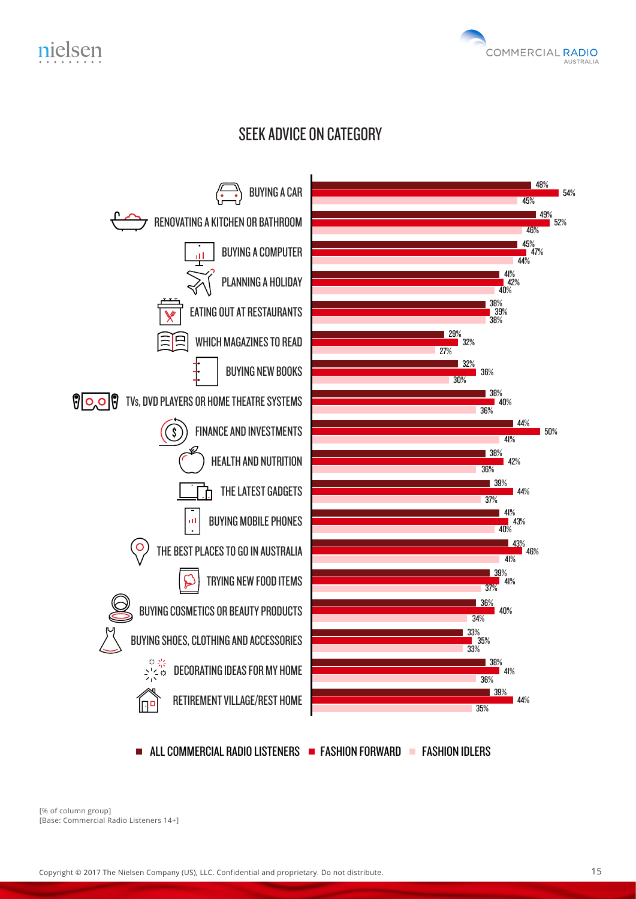# SEEK ADVICE ON CATEGORY

| Category | All Commercial Radio Listeners | Fashion Forward | Fashion Idlers |
|---|---|---|---|
| Buying a car | 48% | 54% | 45% |
| Renovating a kitchen or bathroom | 49% | 52% | 46% |
| Buying a computer | 45% | 47% | 44% |
| Planning a holiday | 41% | 42% | 40% |
| Eating out at restaurants | 38% | 39% | 38% |
| Which magazines to read | 29% | 32% | 27% |
| Buying new books | 32% | 36% | 30% |
| TVs, DVD players or home theatre systems | 38% | 40% | 36% |
| Finance and investments | 44% | 50% | 41% |
| Health and nutrition | 38% | 42% | 36% |
| The latest gadgets | 39% | 44% | 37% |
| Buying mobile phones | 41% | 43% | 40% |
| The best places to go in Australia | 43% | 46% | 41% |
| Trying new food items | 39% | 41% | 37% |
| Buying cosmetics or beauty products | 36% | 40% | 34% |
| Buying shoes, clothing and accessories | 33% | 35% | 33% |
| Decorating ideas for my home | 38% | 41% | 36% |
| Retirement village/rest home | 39% | 44% | 35% |

[% of column group]
[Base: Commercial Radio Listeners 14+]

Copyright © 2017 The Nielsen Company (US), LLC. Confidential and proprietary. Do not distribute.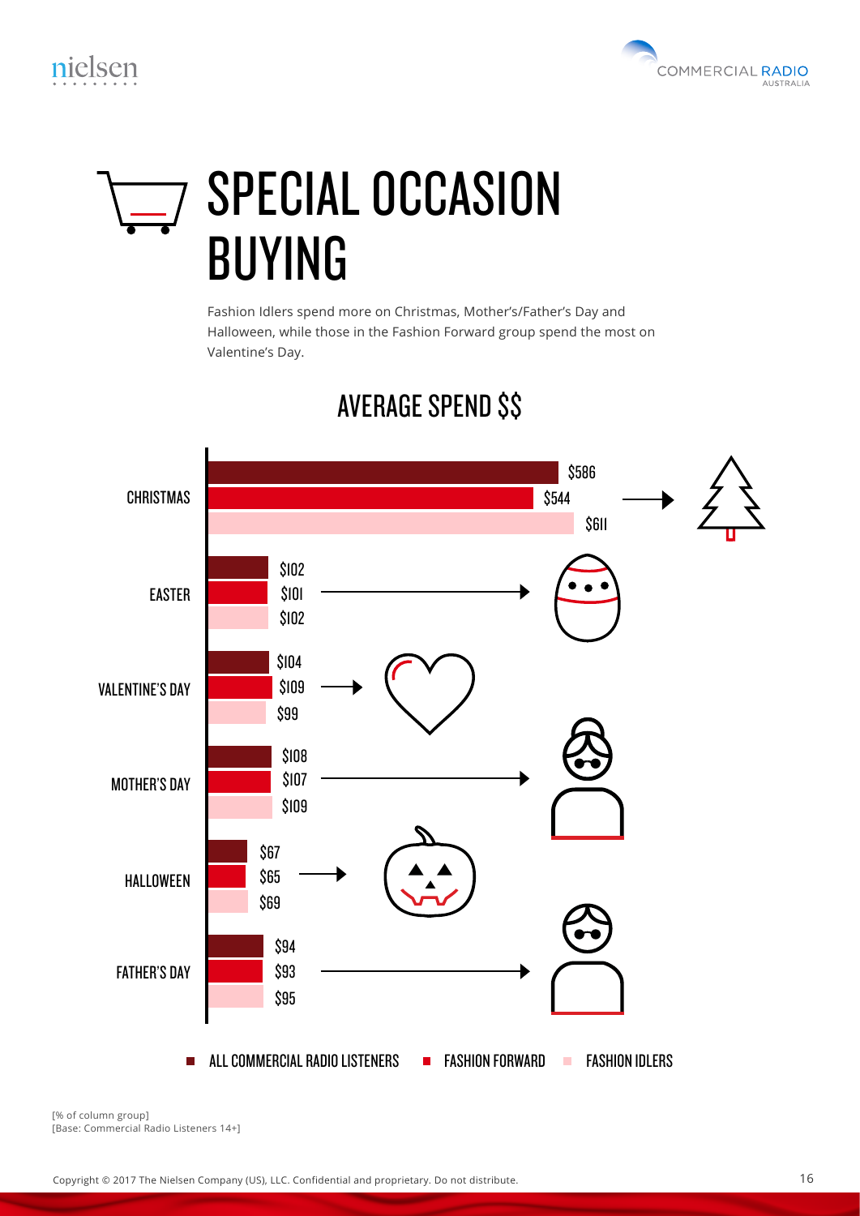# SPECIAL OCCASION BUYING

Fashion Idlers spend more on Christmas, Mother's/Father's Day and Halloween, while those in the Fashion Forward group spend the most on Valentine's Day.

## AVERAGE SPEND $$

| | ALL COMMERCIAL RADIO LISTENERS | FASHION FORWARD | FASHION IDLERS |
|---|---|---|---|
| CHRISTMAS | $586 | $544 | $611 |
| EASTER | $102 | $101 | $102 |
| VALENTINE'S DAY | $104 | $109 | $99 |
| MOTHER'S DAY | $108 | $107 | $109 |
| HALLOWEEN | $67 | $65 | $69 |
| FATHER'S DAY | $94 | $93 | $95 |

[% of column group]
[Base: Commercial Radio Listeners 14+]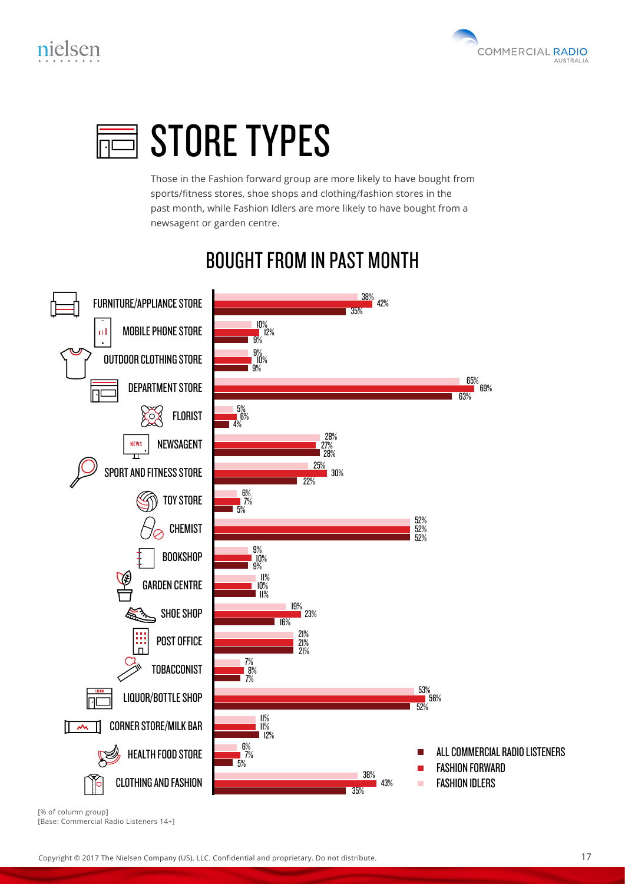# STORE TYPES

Those in the Fashion forward group are more likely to have bought from sports/fitness stores, shoe shops and clothing/fashion stores in the past month, while Fashion Idlers are more likely to have bought from a newsagent or garden centre.

## BOUGHT FROM IN PAST MONTH

| Store type | Fashion Idlers | Fashion Forward | All Commercial Radio Listeners |
|---|---|---|---|
| Furniture/Appliance Store | 38% | 42% | 35% |
| Mobile Phone Store | 10% | 12% | 9% |
| Outdoor Clothing Store | 9% | 10% | 9% |
| Department Store | 65% | 69% | 63% |
| Florist | 5% | 6% | 4% |
| Newsagent | 28% | 27% | 28% |
| Sport and Fitness Store | 25% | 30% | 22% |
| Toy Store | 6% | 7% | 5% |
| Chemist | 52% | 52% | 52% |
| Bookshop | 9% | 10% | 9% |
| Garden Centre | 11% | 10% | 11% |
| Shoe Shop | 19% | 23% | 16% |
| Post Office | 21% | 21% | 21% |
| Tobacconist | 7% | 8% | 7% |
| Liquor/Bottle Shop | 53% | 56% | 52% |
| Corner Store/Milk Bar | 11% | 11% | 12% |
| Health Food Store | 6% | 7% | 5% |
| Clothing and Fashion | 38% | 43% | 35% |

[% of column group]
[Base: Commercial Radio Listeners 14+]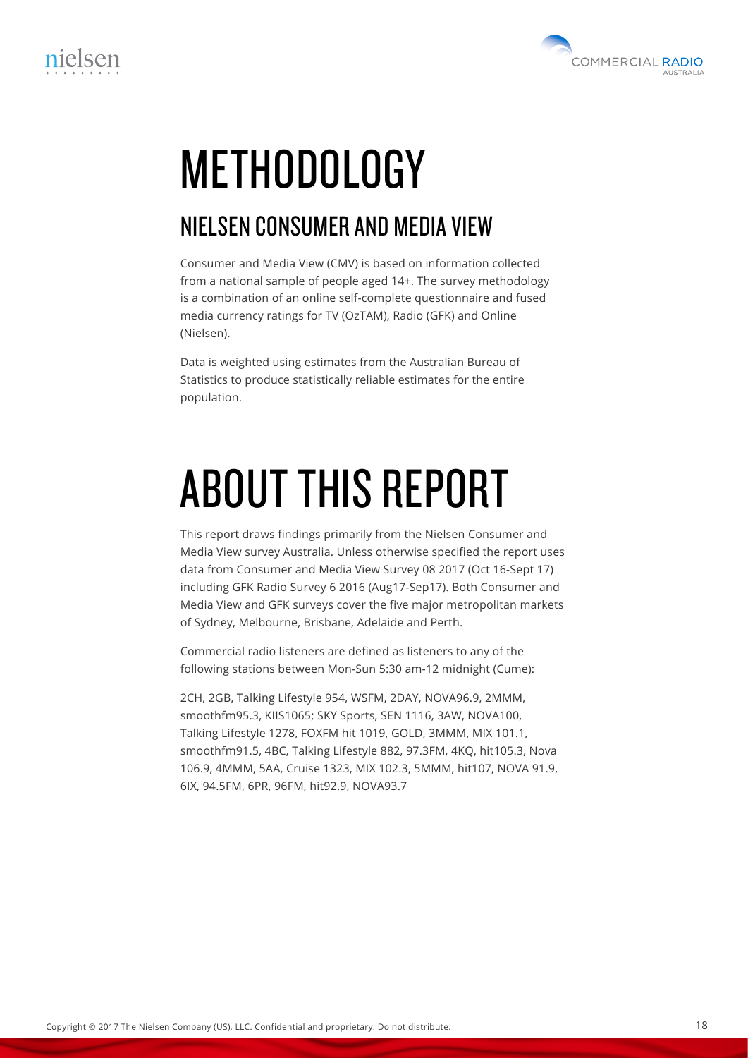# METHODOLOGY

## NIELSEN CONSUMER AND MEDIA VIEW

Consumer and Media View (CMV) is based on information collected from a national sample of people aged 14+. The survey methodology is a combination of an online self-complete questionnaire and fused media currency ratings for TV (OzTAM), Radio (GFK) and Online (Nielsen).

Data is weighted using estimates from the Australian Bureau of Statistics to produce statistically reliable estimates for the entire population.

# ABOUT THIS REPORT

This report draws findings primarily from the Nielsen Consumer and Media View survey Australia. Unless otherwise specified the report uses data from Consumer and Media View Survey 08 2017 (Oct 16-Sept 17) including GFK Radio Survey 6 2016 (Aug17-Sep17). Both Consumer and Media View and GFK surveys cover the five major metropolitan markets of Sydney, Melbourne, Brisbane, Adelaide and Perth.

Commercial radio listeners are defined as listeners to any of the following stations between Mon-Sun 5:30 am-12 midnight (Cume):

2CH, 2GB, Talking Lifestyle 954, WSFM, 2DAY, NOVA96.9, 2MMM, smoothfm95.3, KIIS1065; SKY Sports, SEN 1116, 3AW, NOVA100, Talking Lifestyle 1278, FOXFM hit 1019, GOLD, 3MMM, MIX 101.1, smoothfm91.5, 4BC, Talking Lifestyle 882, 97.3FM, 4KQ, hit105.3, Nova 106.9, 4MMM, 5AA, Cruise 1323, MIX 102.3, 5MMM, hit107, NOVA 91.9, 6IX, 94.5FM, 6PR, 96FM, hit92.9, NOVA93.7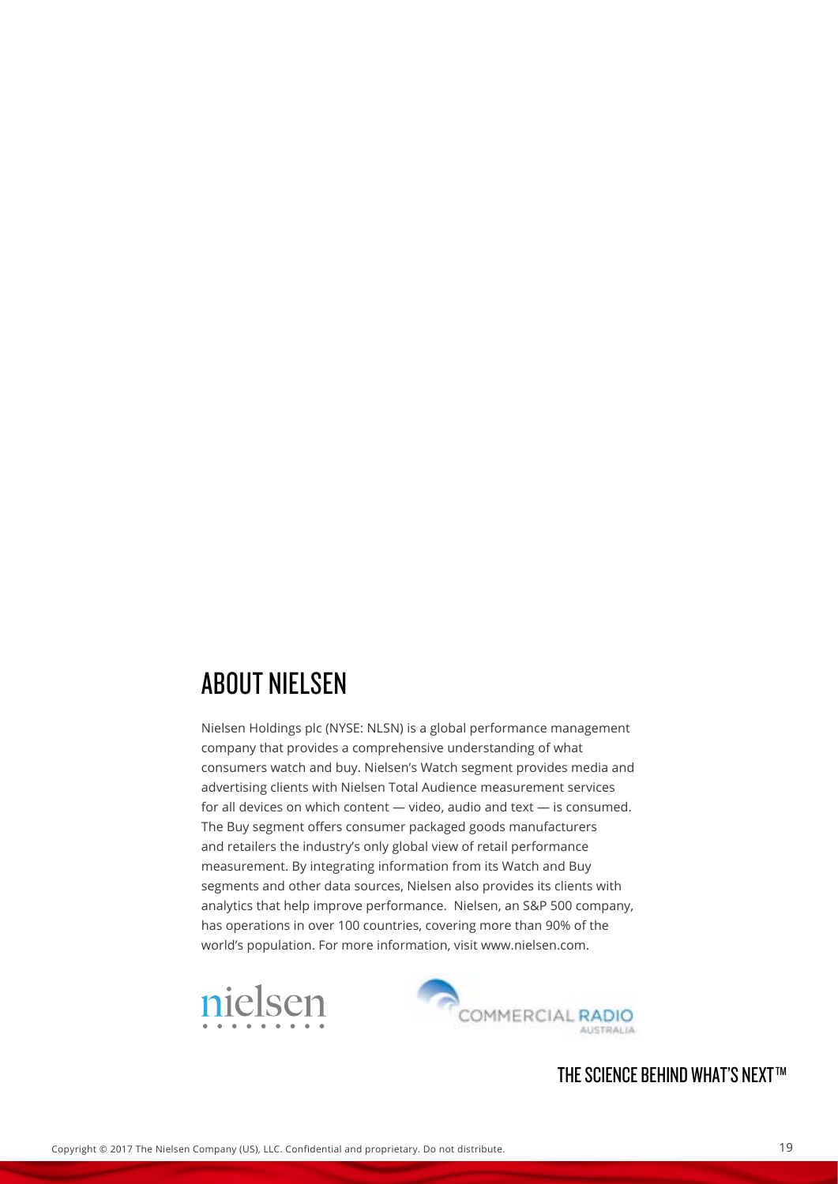## ABOUT NIELSEN

Nielsen Holdings plc (NYSE: NLSN) is a global performance management company that provides a comprehensive understanding of what consumers watch and buy. Nielsen's Watch segment provides media and advertising clients with Nielsen Total Audience measurement services for all devices on which content — video, audio and text — is consumed. The Buy segment offers consumer packaged goods manufacturers and retailers the industry's only global view of retail performance measurement. By integrating information from its Watch and Buy segments and other data sources, Nielsen also provides its clients with analytics that help improve performance. Nielsen, an S&P 500 company, has operations in over 100 countries, covering more than 90% of the world's population. For more information, visit www.nielsen.com.

nielsen

COMMERCIAL RADIO AUSTRALIA

THE SCIENCE BEHIND WHAT'S NEXT ™

Copyright © 2017 The Nielsen Company (US), LLC. Confidential and proprietary. Do not distribute.